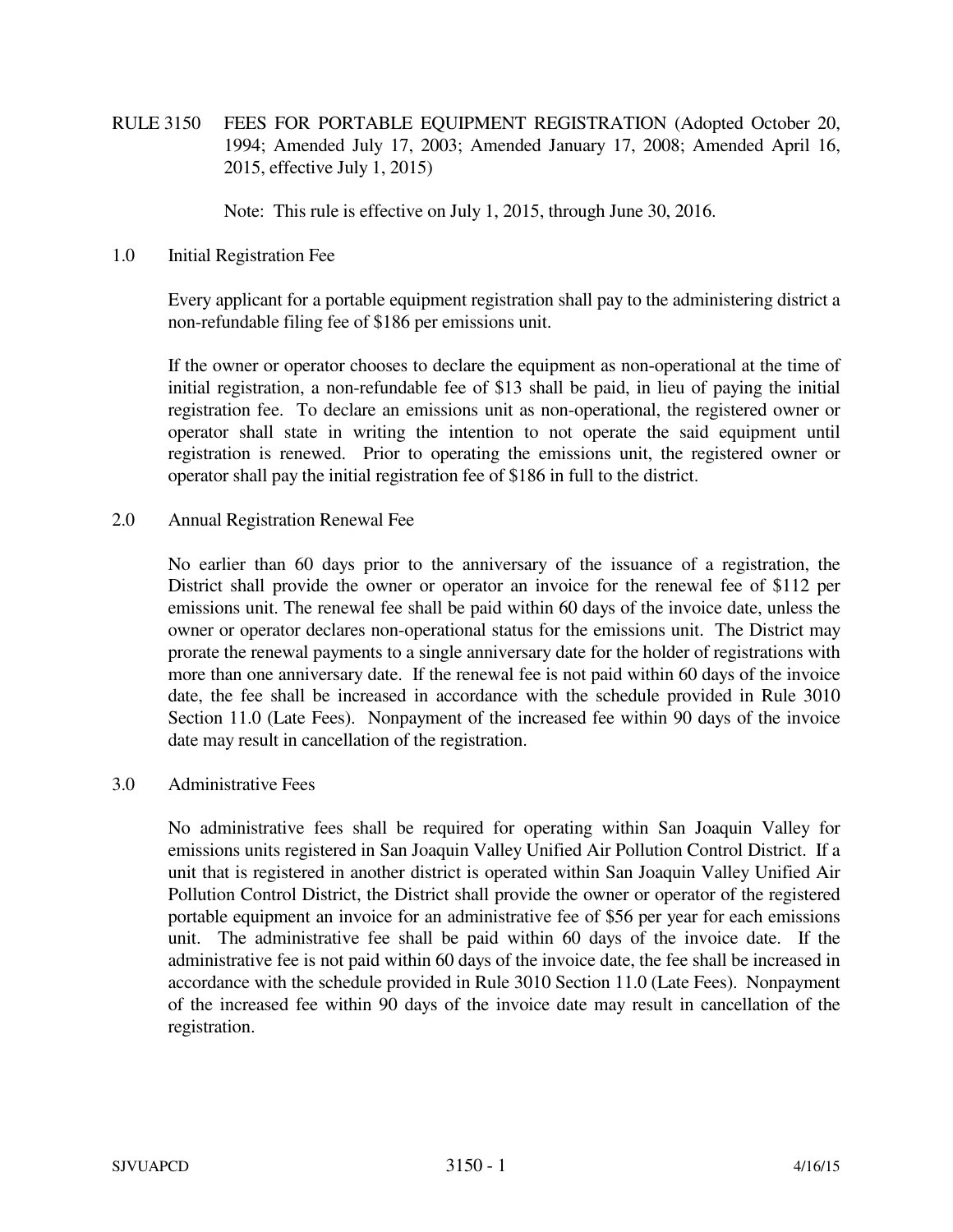# RULE 3150 FEES FOR PORTABLE EQUIPMENT REGISTRATION (Adopted October 20, 1994; Amended July 17, 2003; Amended January 17, 2008; Amended April 16, 2015, effective July 1, 2015)

Note: This rule is effective on July 1, 2015, through June 30, 2016.

## 1.0 Initial Registration Fee

Every applicant for a portable equipment registration shall pay to the administering district a non-refundable filing fee of $186 per emissions unit.

If the owner or operator chooses to declare the equipment as non-operational at the time of initial registration, a non-refundable fee of $13 shall be paid, in lieu of paying the initial registration fee. To declare an emissions unit as non-operational, the registered owner or operator shall state in writing the intention to not operate the said equipment until registration is renewed. Prior to operating the emissions unit, the registered owner or operator shall pay the initial registration fee of $186 in full to the district.

## 2.0 Annual Registration Renewal Fee

No earlier than 60 days prior to the anniversary of the issuance of a registration, the District shall provide the owner or operator an invoice for the renewal fee of $112 per emissions unit. The renewal fee shall be paid within 60 days of the invoice date, unless the owner or operator declares non-operational status for the emissions unit. The District may prorate the renewal payments to a single anniversary date for the holder of registrations with more than one anniversary date. If the renewal fee is not paid within 60 days of the invoice date, the fee shall be increased in accordance with the schedule provided in Rule 3010 Section 11.0 (Late Fees). Nonpayment of the increased fee within 90 days of the invoice date may result in cancellation of the registration.

## 3.0 Administrative Fees

No administrative fees shall be required for operating within San Joaquin Valley for emissions units registered in San Joaquin Valley Unified Air Pollution Control District. If a unit that is registered in another district is operated within San Joaquin Valley Unified Air Pollution Control District, the District shall provide the owner or operator of the registered portable equipment an invoice for an administrative fee of $56 per year for each emissions unit. The administrative fee shall be paid within 60 days of the invoice date. If the administrative fee is not paid within 60 days of the invoice date, the fee shall be increased in accordance with the schedule provided in Rule 3010 Section 11.0 (Late Fees). Nonpayment of the increased fee within 90 days of the invoice date may result in cancellation of the registration.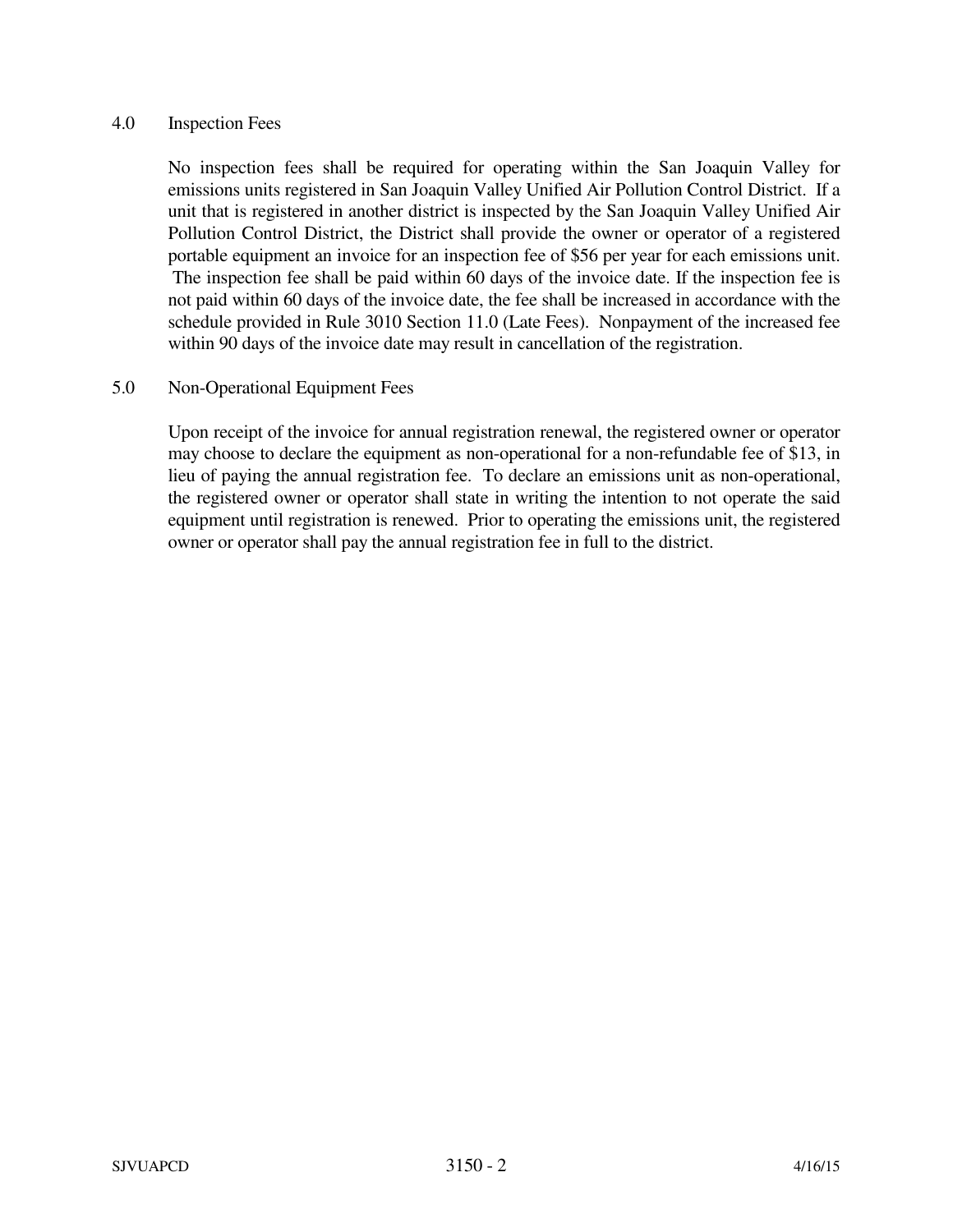## 4.0 Inspection Fees

No inspection fees shall be required for operating within the San Joaquin Valley for emissions units registered in San Joaquin Valley Unified Air Pollution Control District. If a unit that is registered in another district is inspected by the San Joaquin Valley Unified Air Pollution Control District, the District shall provide the owner or operator of a registered portable equipment an invoice for an inspection fee of $56 per year for each emissions unit. The inspection fee shall be paid within 60 days of the invoice date. If the inspection fee is not paid within 60 days of the invoice date, the fee shall be increased in accordance with the schedule provided in Rule 3010 Section 11.0 (Late Fees). Nonpayment of the increased fee within 90 days of the invoice date may result in cancellation of the registration.

## 5.0 Non-Operational Equipment Fees

Upon receipt of the invoice for annual registration renewal, the registered owner or operator may choose to declare the equipment as non-operational for a non-refundable fee of $13, in lieu of paying the annual registration fee. To declare an emissions unit as non-operational, the registered owner or operator shall state in writing the intention to not operate the said equipment until registration is renewed. Prior to operating the emissions unit, the registered owner or operator shall pay the annual registration fee in full to the district.